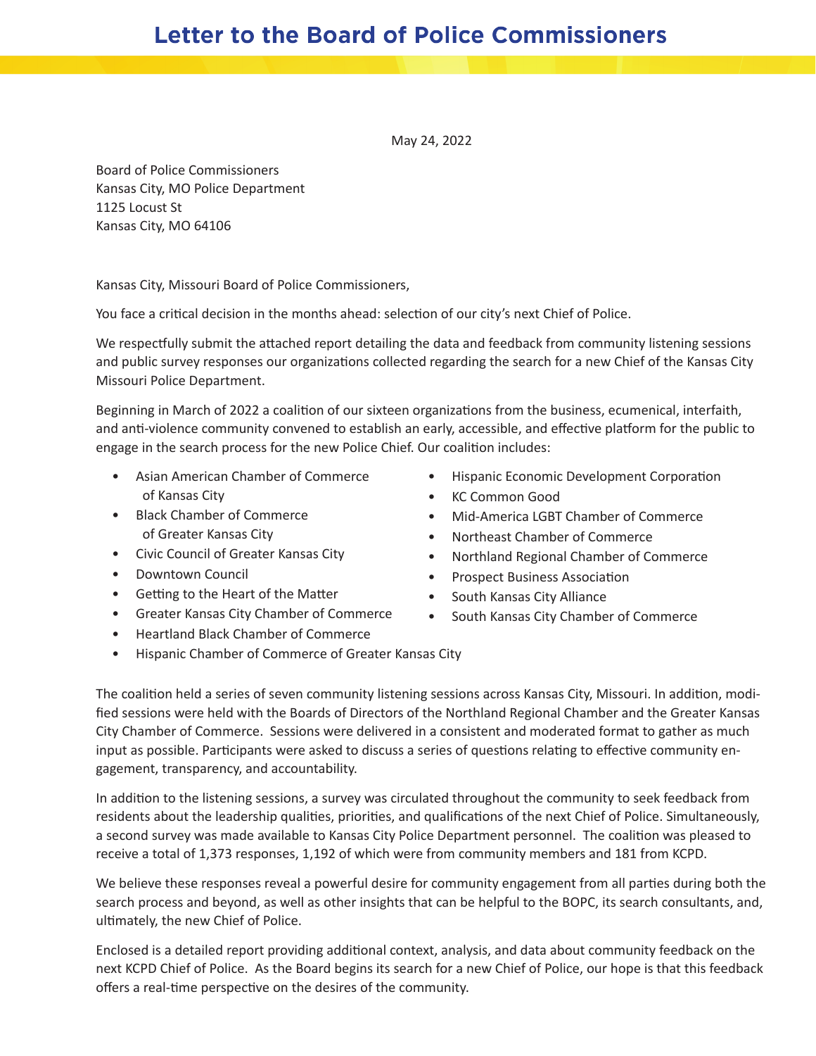# Letter to the Board of Police Commissioners

May 24, 2022

Board of Police Commissioners
Kansas City, MO Police Department
1125 Locust St
Kansas City, MO 64106

Kansas City, Missouri Board of Police Commissioners,

You face a critical decision in the months ahead: selection of our city's next Chief of Police.

We respectfully submit the attached report detailing the data and feedback from community listening sessions and public survey responses our organizations collected regarding the search for a new Chief of the Kansas City Missouri Police Department.

Beginning in March of 2022 a coalition of our sixteen organizations from the business, ecumenical, interfaith, and anti-violence community convened to establish an early, accessible, and effective platform for the public to engage in the search process for the new Police Chief. Our coalition includes:

- Asian American Chamber of Commerce of Kansas City
- Black Chamber of Commerce of Greater Kansas City
- Civic Council of Greater Kansas City
- Downtown Council
- Getting to the Heart of the Matter
- Greater Kansas City Chamber of Commerce
- Heartland Black Chamber of Commerce
- Hispanic Chamber of Commerce of Greater Kansas City
- Hispanic Economic Development Corporation
- KC Common Good
- Mid-America LGBT Chamber of Commerce
- Northeast Chamber of Commerce
- Northland Regional Chamber of Commerce
- Prospect Business Association
- South Kansas City Alliance
- South Kansas City Chamber of Commerce

The coalition held a series of seven community listening sessions across Kansas City, Missouri. In addition, modified sessions were held with the Boards of Directors of the Northland Regional Chamber and the Greater Kansas City Chamber of Commerce. Sessions were delivered in a consistent and moderated format to gather as much input as possible. Participants were asked to discuss a series of questions relating to effective community engagement, transparency, and accountability.

In addition to the listening sessions, a survey was circulated throughout the community to seek feedback from residents about the leadership qualities, priorities, and qualifications of the next Chief of Police. Simultaneously, a second survey was made available to Kansas City Police Department personnel. The coalition was pleased to receive a total of 1,373 responses, 1,192 of which were from community members and 181 from KCPD.

We believe these responses reveal a powerful desire for community engagement from all parties during both the search process and beyond, as well as other insights that can be helpful to the BOPC, its search consultants, and, ultimately, the new Chief of Police.

Enclosed is a detailed report providing additional context, analysis, and data about community feedback on the next KCPD Chief of Police. As the Board begins its search for a new Chief of Police, our hope is that this feedback offers a real-time perspective on the desires of the community.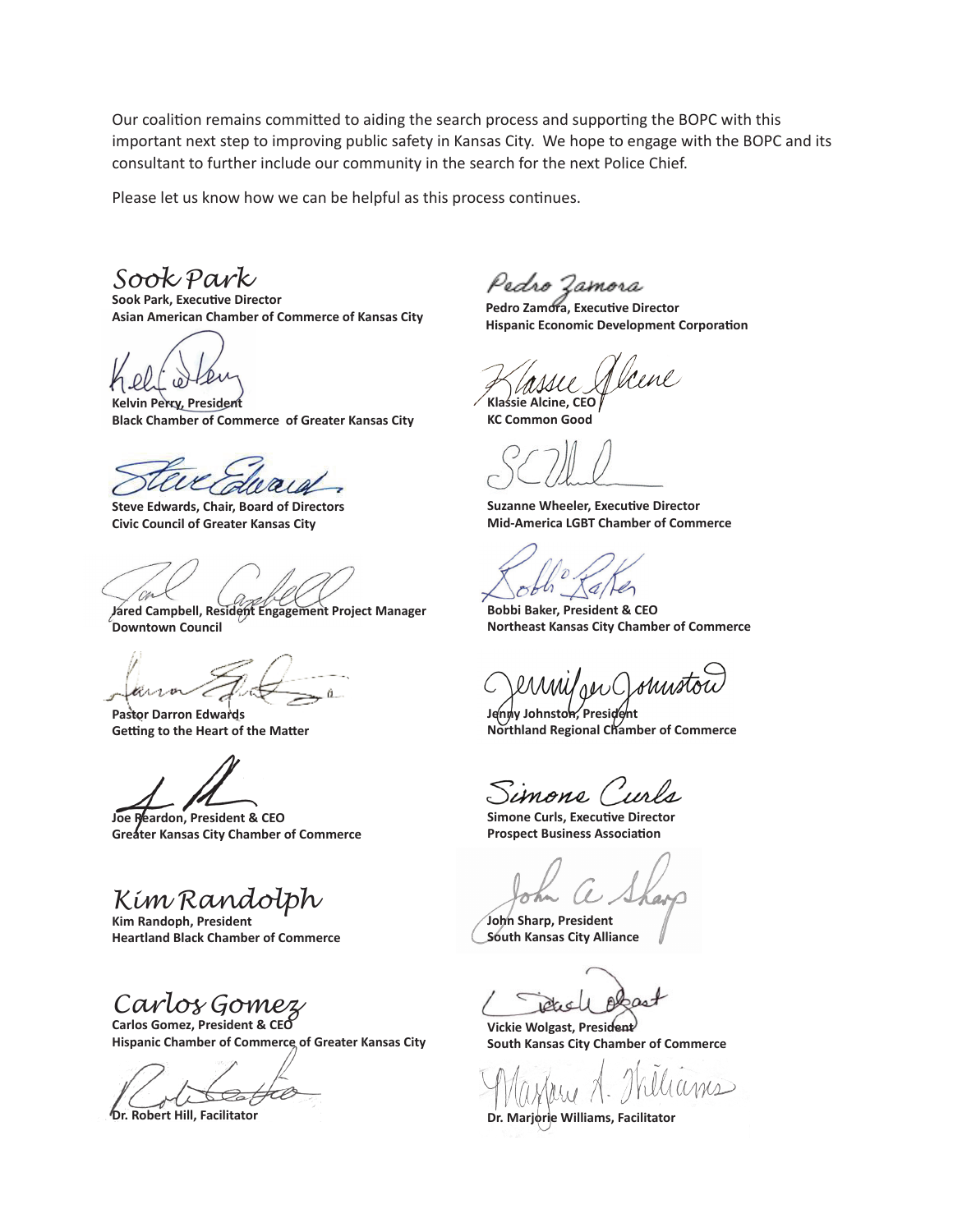Our coalition remains committed to aiding the search process and supporting the BOPC with this important next step to improving public safety in Kansas City. We hope to engage with the BOPC and its consultant to further include our community in the search for the next Police Chief.

Please let us know how we can be helpful as this process continues.

Sook Park

**Sook Park, Executive Director**
**Asian American Chamber of Commerce of Kansas City**

**Kelvin Perry, President**
**Black Chamber of Commerce of Greater Kansas City**

**Steve Edwards, Chair, Board of Directors**
**Civic Council of Greater Kansas City**

**Jared Campbell, Resident Engagement Project Manager**
**Downtown Council**

**Pastor Darron Edwards**
**Getting to the Heart of the Matter**

**Joe Reardon, President & CEO**
**Greater Kansas City Chamber of Commerce**

Kim Randolph

**Kim Randoph, President**
**Heartland Black Chamber of Commerce**

Carlos Gomez

**Carlos Gomez, President & CEO**
**Hispanic Chamber of Commerce of Greater Kansas City**

**Dr. Robert Hill, Facilitator**

Pedro Zamora

**Pedro Zamora, Executive Director**
**Hispanic Economic Development Corporation**

**Klassie Alcine, CEO**
**KC Common Good**

**Suzanne Wheeler, Executive Director**
**Mid-America LGBT Chamber of Commerce**

**Bobbi Baker, President & CEO**
**Northeast Kansas City Chamber of Commerce**

**Jenny Johnston, President**
**Northland Regional Chamber of Commerce**

Simone Curls

**Simone Curls, Executive Director**
**Prospect Business Association**

**John Sharp, President**
**South Kansas City Alliance**

**Vickie Wolgast, President**
**South Kansas City Chamber of Commerce**

**Dr. Marjorie Williams, Facilitator**